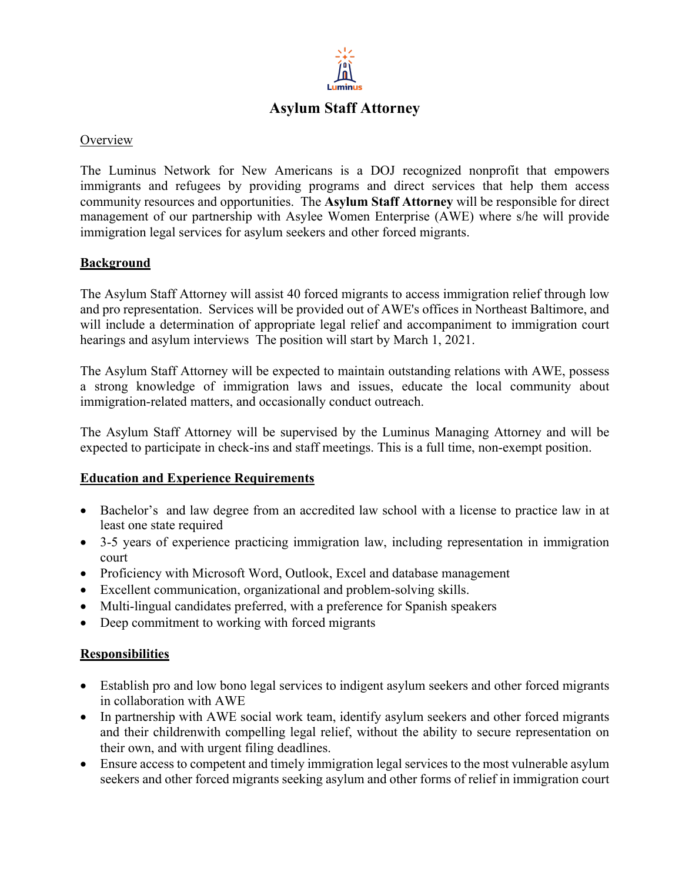Luminus

# Asylum Staff Attorney

Overview

The Luminus Network for New Americans is a DOJ recognized nonprofit that empowers immigrants and refugees by providing programs and direct services that help them access community resources and opportunities. The **Asylum Staff Attorney** will be responsible for direct management of our partnership with Asylee Women Enterprise (AWE) where s/he will provide immigration legal services for asylum seekers and other forced migrants.

## **Background**

The Asylum Staff Attorney will assist 40 forced migrants to access immigration relief through low and pro representation. Services will be provided out of AWE's offices in Northeast Baltimore, and will include a determination of appropriate legal relief and accompaniment to immigration court hearings and asylum interviews The position will start by March 1, 2021.

The Asylum Staff Attorney will be expected to maintain outstanding relations with AWE, possess a strong knowledge of immigration laws and issues, educate the local community about immigration-related matters, and occasionally conduct outreach.

The Asylum Staff Attorney will be supervised by the Luminus Managing Attorney and will be expected to participate in check-ins and staff meetings. This is a full time, non-exempt position.

## **Education and Experience Requirements**

- Bachelor's and law degree from an accredited law school with a license to practice law in at least one state required
- 3-5 years of experience practicing immigration law, including representation in immigration court
- Proficiency with Microsoft Word, Outlook, Excel and database management
- Excellent communication, organizational and problem-solving skills.
- Multi-lingual candidates preferred, with a preference for Spanish speakers
- Deep commitment to working with forced migrants

## **Responsibilities**

- Establish pro and low bono legal services to indigent asylum seekers and other forced migrants in collaboration with AWE
- In partnership with AWE social work team, identify asylum seekers and other forced migrants and their childrenwith compelling legal relief, without the ability to secure representation on their own, and with urgent filing deadlines.
- Ensure access to competent and timely immigration legal services to the most vulnerable asylum seekers and other forced migrants seeking asylum and other forms of relief in immigration court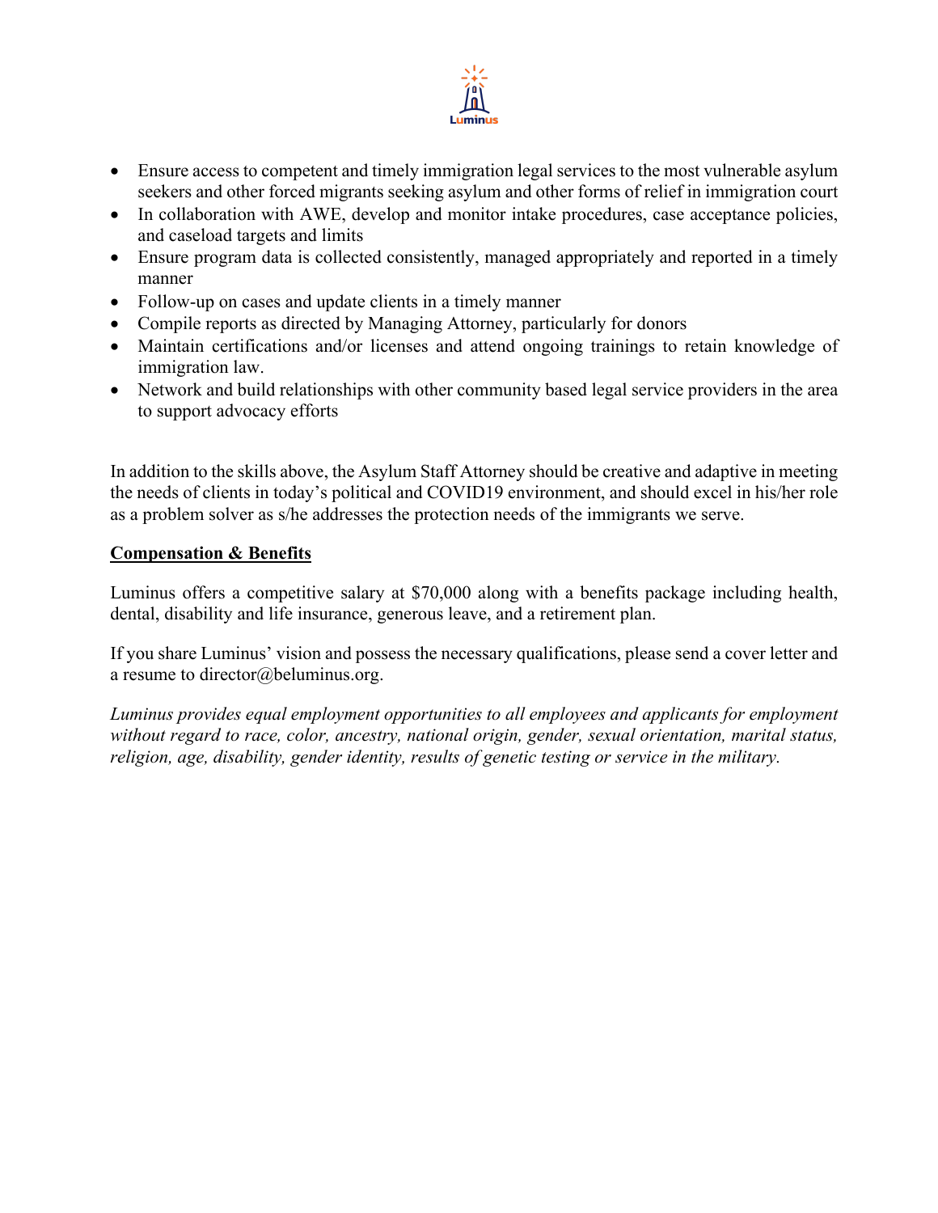- Ensure access to competent and timely immigration legal services to the most vulnerable asylum seekers and other forced migrants seeking asylum and other forms of relief in immigration court
- In collaboration with AWE, develop and monitor intake procedures, case acceptance policies, and caseload targets and limits
- Ensure program data is collected consistently, managed appropriately and reported in a timely manner
- Follow-up on cases and update clients in a timely manner
- Compile reports as directed by Managing Attorney, particularly for donors
- Maintain certifications and/or licenses and attend ongoing trainings to retain knowledge of immigration law.
- Network and build relationships with other community based legal service providers in the area to support advocacy efforts

In addition to the skills above, the Asylum Staff Attorney should be creative and adaptive in meeting the needs of clients in today's political and COVID19 environment, and should excel in his/her role as a problem solver as s/he addresses the protection needs of the immigrants we serve.

**Compensation & Benefits**

Luminus offers a competitive salary at $70,000 along with a benefits package including health, dental, disability and life insurance, generous leave, and a retirement plan.

If you share Luminus' vision and possess the necessary qualifications, please send a cover letter and a resume to director@beluminus.org.

*Luminus provides equal employment opportunities to all employees and applicants for employment without regard to race, color, ancestry, national origin, gender, sexual orientation, marital status, religion, age, disability, gender identity, results of genetic testing or service in the military.*